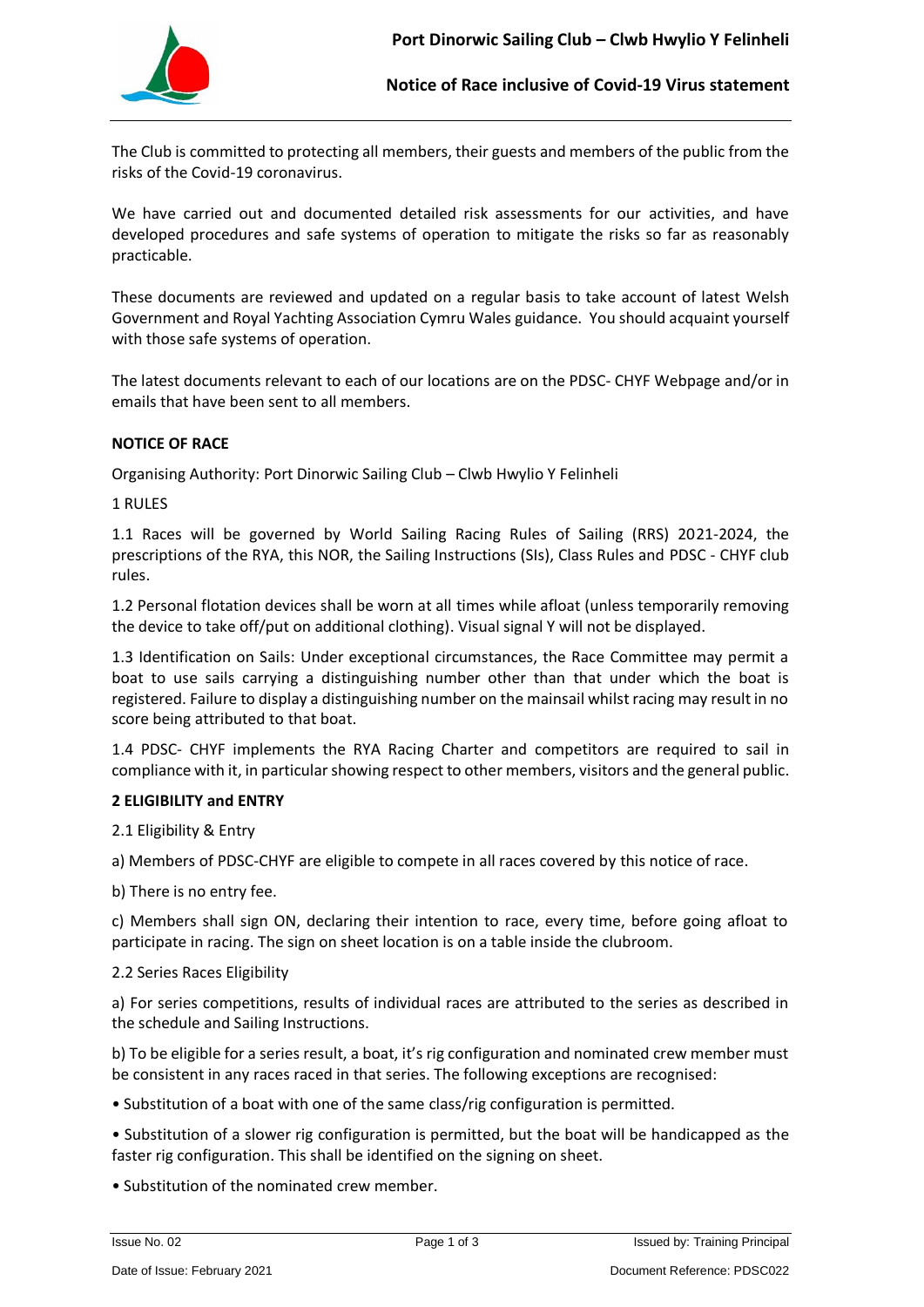**Port Dinorwic Sailing Club – Clwb Hwylio Y Felinheli**

**Notice of Race inclusive of Covid-19 Virus statement**

The Club is committed to protecting all members, their guests and members of the public from the risks of the Covid-19 coronavirus.

We have carried out and documented detailed risk assessments for our activities, and have developed procedures and safe systems of operation to mitigate the risks so far as reasonably practicable.

These documents are reviewed and updated on a regular basis to take account of latest Welsh Government and Royal Yachting Association Cymru Wales guidance. You should acquaint yourself with those safe systems of operation.

The latest documents relevant to each of our locations are on the PDSC- CHYF Webpage and/or in emails that have been sent to all members.

**NOTICE OF RACE**

Organising Authority: Port Dinorwic Sailing Club – Clwb Hwylio Y Felinheli

1 RULES

1.1 Races will be governed by World Sailing Racing Rules of Sailing (RRS) 2021-2024, the prescriptions of the RYA, this NOR, the Sailing Instructions (SIs), Class Rules and PDSC - CHYF club rules.

1.2 Personal flotation devices shall be worn at all times while afloat (unless temporarily removing the device to take off/put on additional clothing). Visual signal Y will not be displayed.

1.3 Identification on Sails: Under exceptional circumstances, the Race Committee may permit a boat to use sails carrying a distinguishing number other than that under which the boat is registered. Failure to display a distinguishing number on the mainsail whilst racing may result in no score being attributed to that boat.

1.4 PDSC- CHYF implements the RYA Racing Charter and competitors are required to sail in compliance with it, in particular showing respect to other members, visitors and the general public.

**2 ELIGIBILITY and ENTRY**

2.1 Eligibility & Entry

a) Members of PDSC-CHYF are eligible to compete in all races covered by this notice of race.

b) There is no entry fee.

c) Members shall sign ON, declaring their intention to race, every time, before going afloat to participate in racing. The sign on sheet location is on a table inside the clubroom.

2.2 Series Races Eligibility

a) For series competitions, results of individual races are attributed to the series as described in the schedule and Sailing Instructions.

b) To be eligible for a series result, a boat, it's rig configuration and nominated crew member must be consistent in any races raced in that series. The following exceptions are recognised:

- Substitution of a boat with one of the same class/rig configuration is permitted.
- Substitution of a slower rig configuration is permitted, but the boat will be handicapped as the faster rig configuration. This shall be identified on the signing on sheet.
- Substitution of the nominated crew member.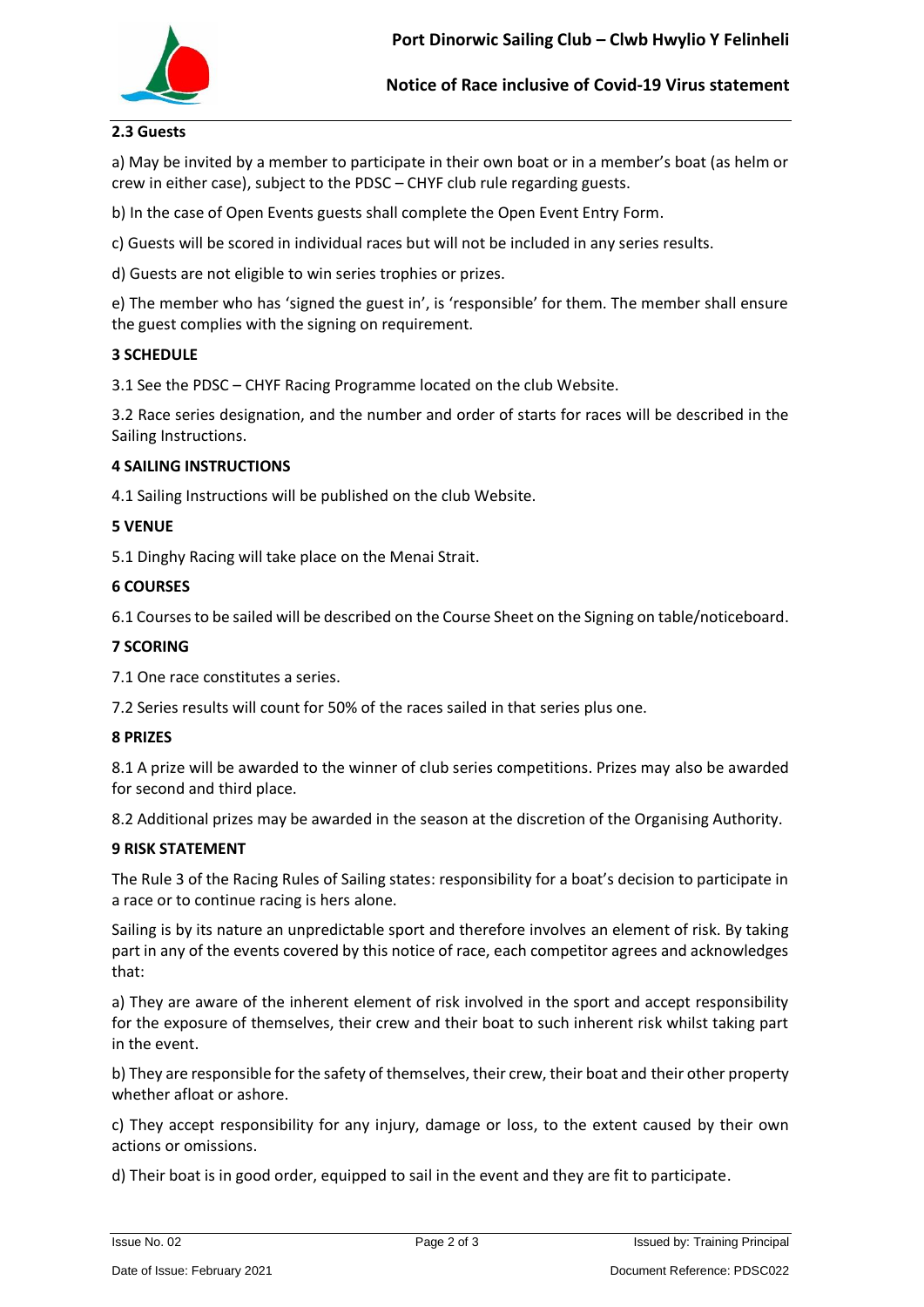### 2.3 Guests

a) May be invited by a member to participate in their own boat or in a member's boat (as helm or crew in either case), subject to the PDSC – CHYF club rule regarding guests.

b) In the case of Open Events guests shall complete the Open Event Entry Form.

c) Guests will be scored in individual races but will not be included in any series results.

d) Guests are not eligible to win series trophies or prizes.

e) The member who has 'signed the guest in', is 'responsible' for them. The member shall ensure the guest complies with the signing on requirement.

## 3 SCHEDULE

3.1 See the PDSC – CHYF Racing Programme located on the club Website.

3.2 Race series designation, and the number and order of starts for races will be described in the Sailing Instructions.

## 4 SAILING INSTRUCTIONS

4.1 Sailing Instructions will be published on the club Website.

## 5 VENUE

5.1 Dinghy Racing will take place on the Menai Strait.

## 6 COURSES

6.1 Courses to be sailed will be described on the Course Sheet on the Signing on table/noticeboard.

## 7 SCORING

7.1 One race constitutes a series.

7.2 Series results will count for 50% of the races sailed in that series plus one.

## 8 PRIZES

8.1 A prize will be awarded to the winner of club series competitions. Prizes may also be awarded for second and third place.

8.2 Additional prizes may be awarded in the season at the discretion of the Organising Authority.

## 9 RISK STATEMENT

The Rule 3 of the Racing Rules of Sailing states: responsibility for a boat's decision to participate in a race or to continue racing is hers alone.

Sailing is by its nature an unpredictable sport and therefore involves an element of risk. By taking part in any of the events covered by this notice of race, each competitor agrees and acknowledges that:

a) They are aware of the inherent element of risk involved in the sport and accept responsibility for the exposure of themselves, their crew and their boat to such inherent risk whilst taking part in the event.

b) They are responsible for the safety of themselves, their crew, their boat and their other property whether afloat or ashore.

c) They accept responsibility for any injury, damage or loss, to the extent caused by their own actions or omissions.

d) Their boat is in good order, equipped to sail in the event and they are fit to participate.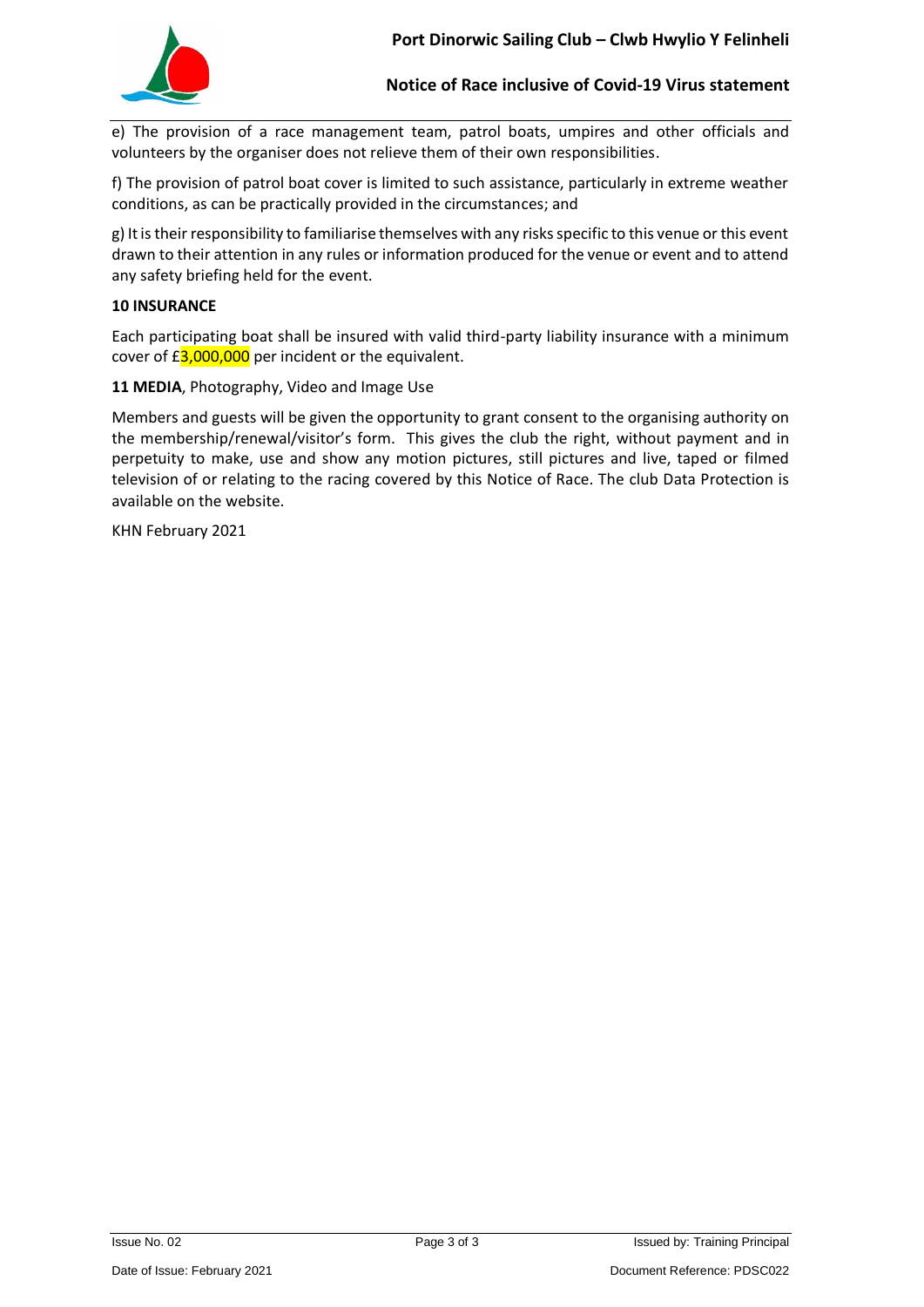e) The provision of a race management team, patrol boats, umpires and other officials and volunteers by the organiser does not relieve them of their own responsibilities.

f) The provision of patrol boat cover is limited to such assistance, particularly in extreme weather conditions, as can be practically provided in the circumstances; and

g) It is their responsibility to familiarise themselves with any risks specific to this venue or this event drawn to their attention in any rules or information produced for the venue or event and to attend any safety briefing held for the event.

**10 INSURANCE**

Each participating boat shall be insured with valid third-party liability insurance with a minimum cover of £3,000,000 per incident or the equivalent.

**11 MEDIA**, Photography, Video and Image Use

Members and guests will be given the opportunity to grant consent to the organising authority on the membership/renewal/visitor's form. This gives the club the right, without payment and in perpetuity to make, use and show any motion pictures, still pictures and live, taped or filmed television of or relating to the racing covered by this Notice of Race. The club Data Protection is available on the website.

KHN February 2021